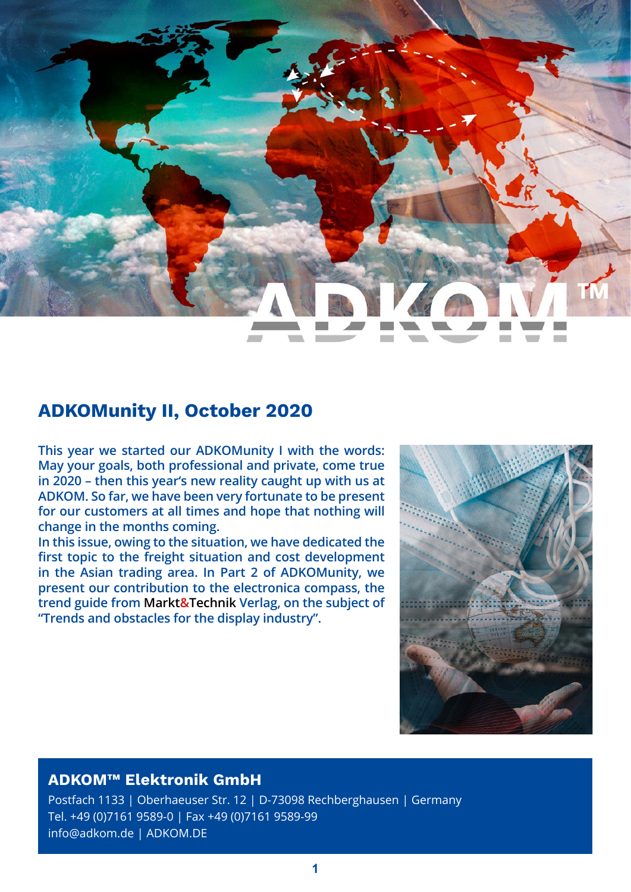## ADKOMunity II, October 2020

**This year we started our ADKOMunity I with the words: May your goals, both professional and private, come true in 2020 – then this year's new reality caught up with us at ADKOM. So far, we have been very fortunate to be present for our customers at all times and hope that nothing will change in the months coming.**

**In this issue, owing to the situation, we have dedicated the first topic to the freight situation and cost development in the Asian trading area. In Part 2 of ADKOMunity, we present our contribution to the electronica compass, the trend guide from Markt&Technik Verlag, on the subject of "Trends and obstacles for the display industry".**

**ADKOM™ Elektronik GmbH**

Postfach 1133 | Oberhaeuser Str. 12 | D-73098 Rechberghausen | Germany
Tel. +49 (0)7161 9589-0 | Fax +49 (0)7161 9589-99
info@adkom.de | ADKOM.DE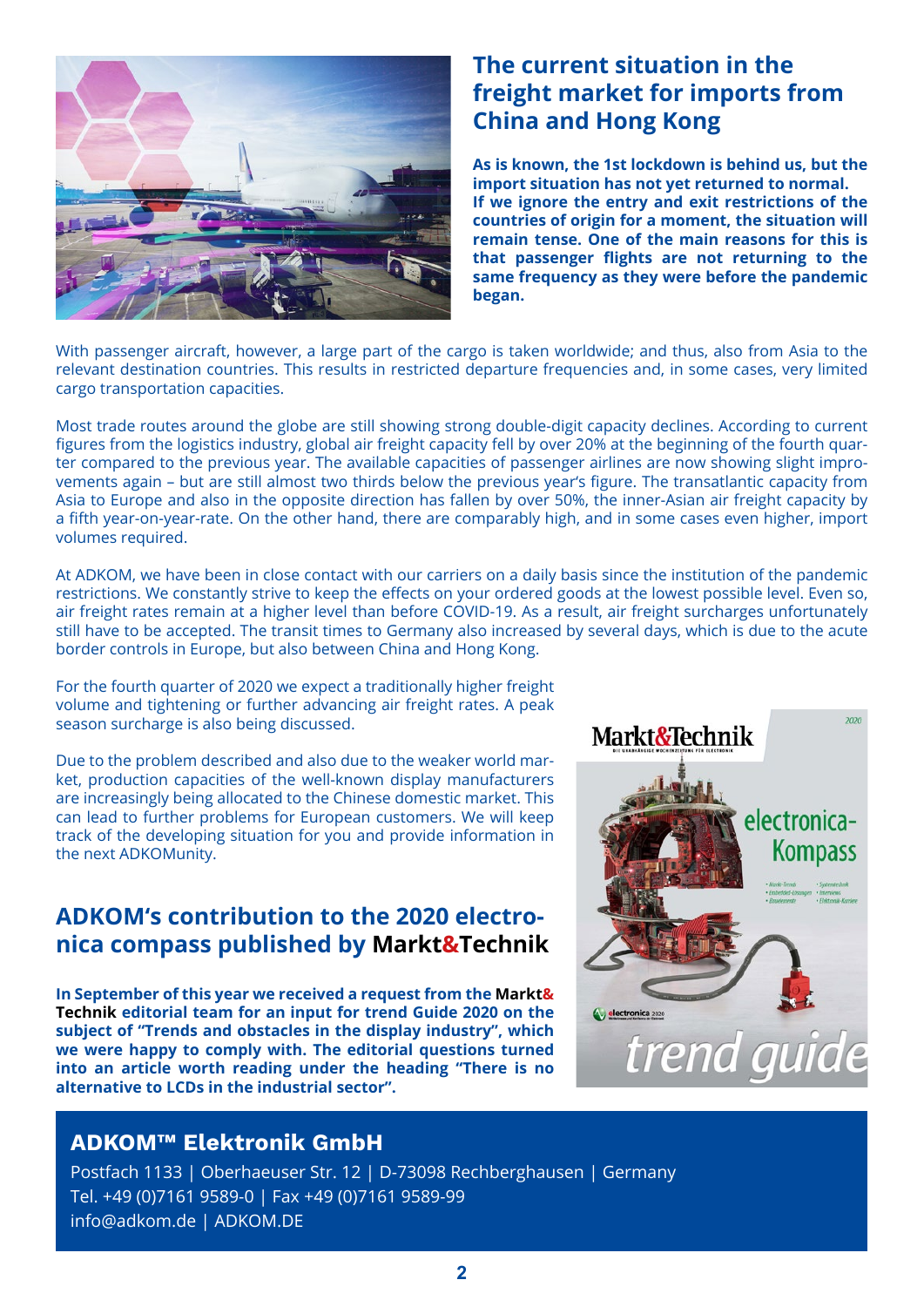## The current situation in the freight market for imports from China and Hong Kong

**As is known, the 1st lockdown is behind us, but the import situation has not yet returned to normal. If we ignore the entry and exit restrictions of the countries of origin for a moment, the situation will remain tense. One of the main reasons for this is that passenger flights are not returning to the same frequency as they were before the pandemic began.**

With passenger aircraft, however, a large part of the cargo is taken worldwide; and thus, also from Asia to the relevant destination countries. This results in restricted departure frequencies and, in some cases, very limited cargo transportation capacities.

Most trade routes around the globe are still showing strong double-digit capacity declines. According to current figures from the logistics industry, global air freight capacity fell by over 20% at the beginning of the fourth quarter compared to the previous year. The available capacities of passenger airlines are now showing slight improvements again – but are still almost two thirds below the previous year's figure. The transatlantic capacity from Asia to Europe and also in the opposite direction has fallen by over 50%, the inner-Asian air freight capacity by a fifth year-on-year-rate. On the other hand, there are comparably high, and in some cases even higher, import volumes required.

At ADKOM, we have been in close contact with our carriers on a daily basis since the institution of the pandemic restrictions. We constantly strive to keep the effects on your ordered goods at the lowest possible level. Even so, air freight rates remain at a higher level than before COVID-19. As a result, air freight surcharges unfortunately still have to be accepted. The transit times to Germany also increased by several days, which is due to the acute border controls in Europe, but also between China and Hong Kong.

For the fourth quarter of 2020 we expect a traditionally higher freight volume and tightening or further advancing air freight rates. A peak season surcharge is also being discussed.

Due to the problem described and also due to the weaker world market, production capacities of the well-known display manufacturers are increasingly being allocated to the Chinese domestic market. This can lead to further problems for European customers. We will keep track of the developing situation for you and provide information in the next ADKOMunity.

## ADKOM's contribution to the 2020 electronica compass published by Markt&Technik

**In September of this year we received a request from the Markt&Technik editorial team for an input for trend Guide 2020 on the subject of "Trends and obstacles in the display industry", which we were happy to comply with. The editorial questions turned into an article worth reading under the heading "There is no alternative to LCDs in the industrial sector".**

### ADKOM™ Elektronik GmbH

Postfach 1133 | Oberhaeuser Str. 12 | D-73098 Rechberghausen | Germany
Tel. +49 (0)7161 9589-0 | Fax +49 (0)7161 9589-99
info@adkom.de | ADKOM.DE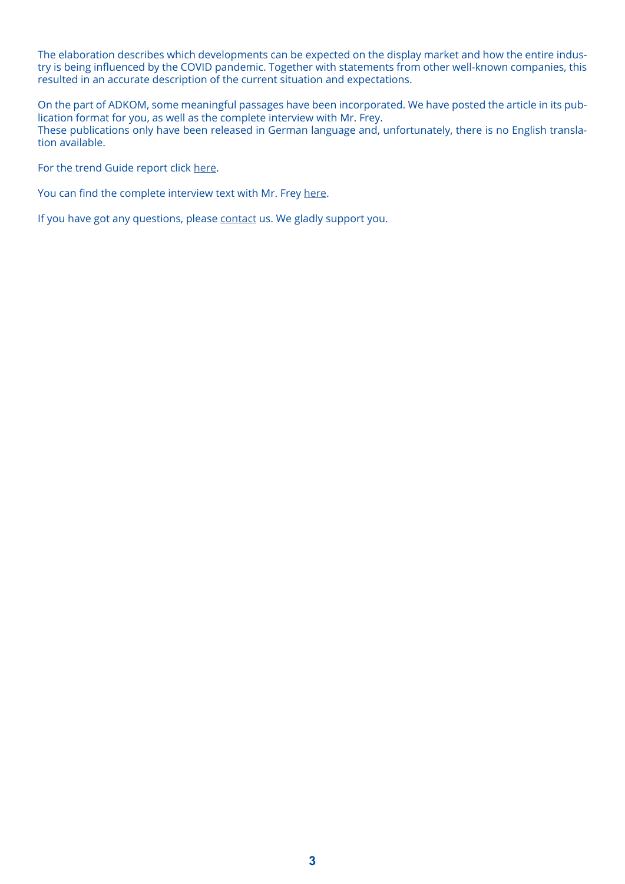The elaboration describes which developments can be expected on the display market and how the entire industry is being influenced by the COVID pandemic. Together with statements from other well-known companies, this resulted in an accurate description of the current situation and expectations.

On the part of ADKOM, some meaningful passages have been incorporated. We have posted the article in its publication format for you, as well as the complete interview with Mr. Frey.
These publications only have been released in German language and, unfortunately, there is no English translation available.

For the trend Guide report click here.

You can find the complete interview text with Mr. Frey here.

If you have got any questions, please contact us. We gladly support you.